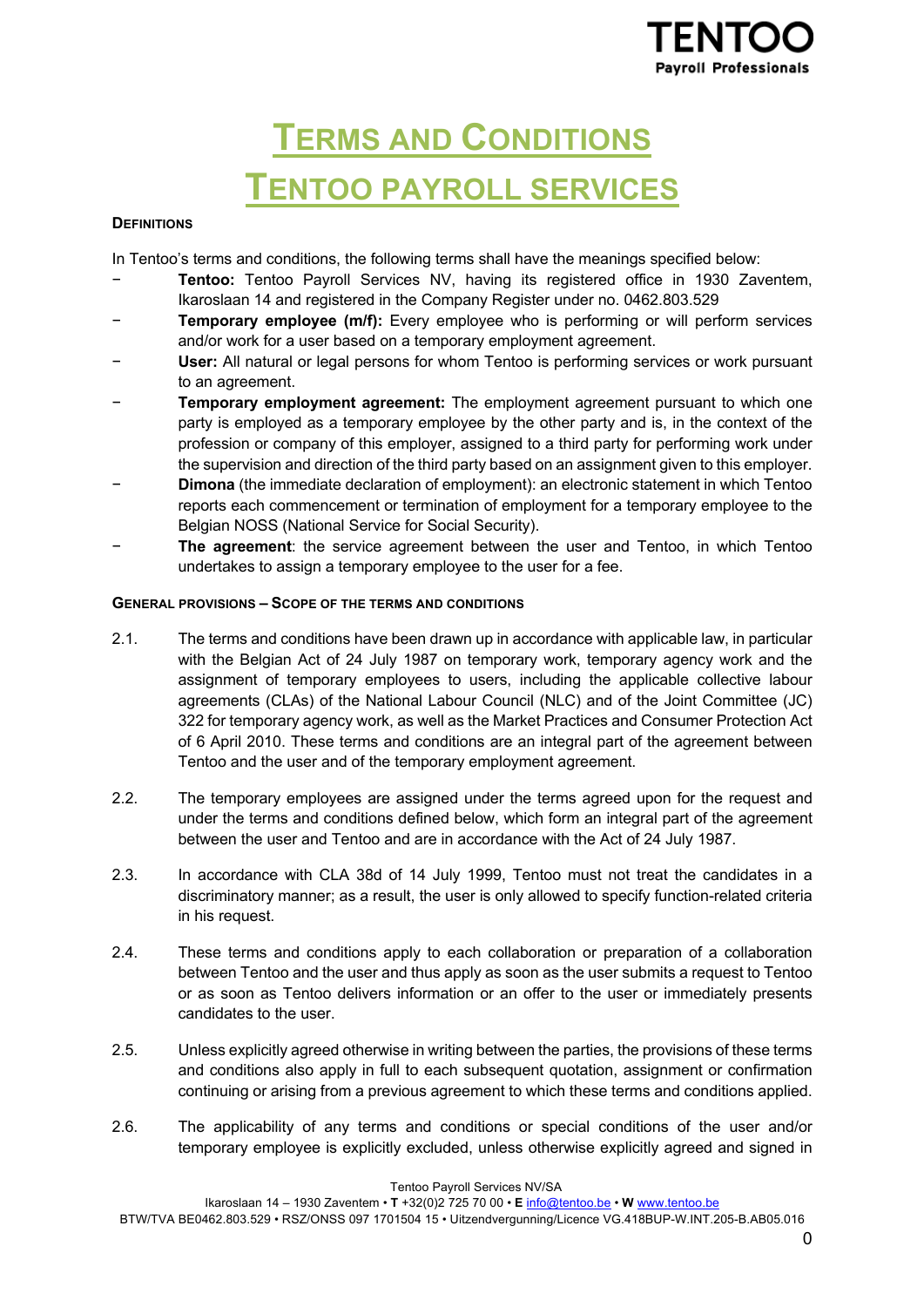# TERMS AND CONDITIONS

# TENTOO PAYROLL SERVICES

**DEFINITIONS**

In Tentoo's terms and conditions, the following terms shall have the meanings specified below:

- **Tentoo:** Tentoo Payroll Services NV, having its registered office in 1930 Zaventem, Ikaroslaan 14 and registered in the Company Register under no. 0462.803.529
- **Temporary employee (m/f):** Every employee who is performing or will perform services and/or work for a user based on a temporary employment agreement.
- **User:** All natural or legal persons for whom Tentoo is performing services or work pursuant to an agreement.
- **Temporary employment agreement:** The employment agreement pursuant to which one party is employed as a temporary employee by the other party and is, in the context of the profession or company of this employer, assigned to a third party for performing work under the supervision and direction of the third party based on an assignment given to this employer.
- **Dimona** (the immediate declaration of employment): an electronic statement in which Tentoo reports each commencement or termination of employment for a temporary employee to the Belgian NOSS (National Service for Social Security).
- **The agreement**: the service agreement between the user and Tentoo, in which Tentoo undertakes to assign a temporary employee to the user for a fee.

**GENERAL PROVISIONS – SCOPE OF THE TERMS AND CONDITIONS**

2.1. The terms and conditions have been drawn up in accordance with applicable law, in particular with the Belgian Act of 24 July 1987 on temporary work, temporary agency work and the assignment of temporary employees to users, including the applicable collective labour agreements (CLAs) of the National Labour Council (NLC) and of the Joint Committee (JC) 322 for temporary agency work, as well as the Market Practices and Consumer Protection Act of 6 April 2010. These terms and conditions are an integral part of the agreement between Tentoo and the user and of the temporary employment agreement.

2.2. The temporary employees are assigned under the terms agreed upon for the request and under the terms and conditions defined below, which form an integral part of the agreement between the user and Tentoo and are in accordance with the Act of 24 July 1987.

2.3. In accordance with CLA 38d of 14 July 1999, Tentoo must not treat the candidates in a discriminatory manner; as a result, the user is only allowed to specify function-related criteria in his request.

2.4. These terms and conditions apply to each collaboration or preparation of a collaboration between Tentoo and the user and thus apply as soon as the user submits a request to Tentoo or as soon as Tentoo delivers information or an offer to the user or immediately presents candidates to the user.

2.5. Unless explicitly agreed otherwise in writing between the parties, the provisions of these terms and conditions also apply in full to each subsequent quotation, assignment or confirmation continuing or arising from a previous agreement to which these terms and conditions applied.

2.6. The applicability of any terms and conditions or special conditions of the user and/or temporary employee is explicitly excluded, unless otherwise explicitly agreed and signed in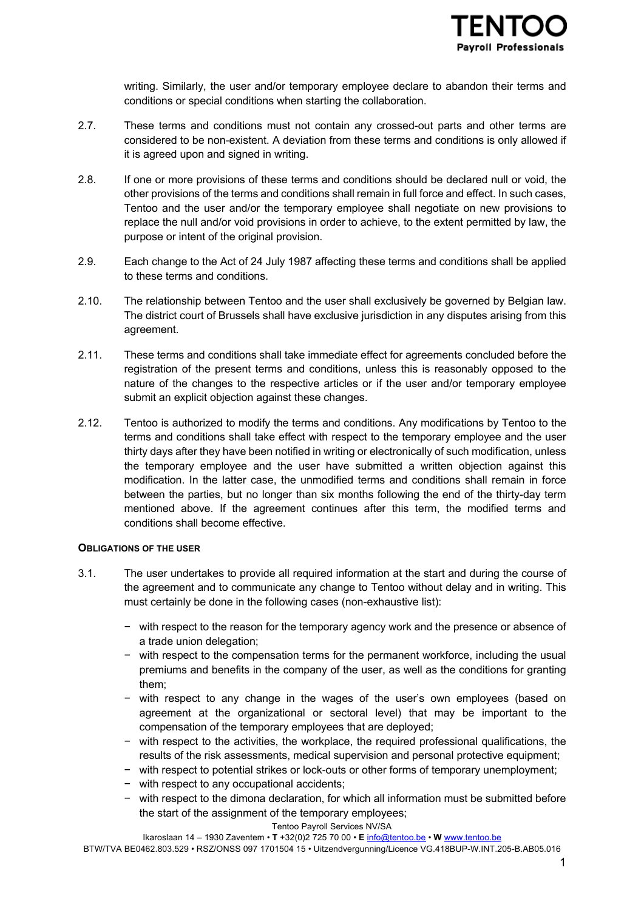writing. Similarly, the user and/or temporary employee declare to abandon their terms and conditions or special conditions when starting the collaboration.

2.7. These terms and conditions must not contain any crossed-out parts and other terms are considered to be non-existent. A deviation from these terms and conditions is only allowed if it is agreed upon and signed in writing.

2.8. If one or more provisions of these terms and conditions should be declared null or void, the other provisions of the terms and conditions shall remain in full force and effect. In such cases, Tentoo and the user and/or the temporary employee shall negotiate on new provisions to replace the null and/or void provisions in order to achieve, to the extent permitted by law, the purpose or intent of the original provision.

2.9. Each change to the Act of 24 July 1987 affecting these terms and conditions shall be applied to these terms and conditions.

2.10. The relationship between Tentoo and the user shall exclusively be governed by Belgian law. The district court of Brussels shall have exclusive jurisdiction in any disputes arising from this agreement.

2.11. These terms and conditions shall take immediate effect for agreements concluded before the registration of the present terms and conditions, unless this is reasonably opposed to the nature of the changes to the respective articles or if the user and/or temporary employee submit an explicit objection against these changes.

2.12. Tentoo is authorized to modify the terms and conditions. Any modifications by Tentoo to the terms and conditions shall take effect with respect to the temporary employee and the user thirty days after they have been notified in writing or electronically of such modification, unless the temporary employee and the user have submitted a written objection against this modification. In the latter case, the unmodified terms and conditions shall remain in force between the parties, but no longer than six months following the end of the thirty-day term mentioned above. If the agreement continues after this term, the modified terms and conditions shall become effective.

**OBLIGATIONS OF THE USER**

3.1. The user undertakes to provide all required information at the start and during the course of the agreement and to communicate any change to Tentoo without delay and in writing. This must certainly be done in the following cases (non-exhaustive list):

- with respect to the reason for the temporary agency work and the presence or absence of a trade union delegation;
- with respect to the compensation terms for the permanent workforce, including the usual premiums and benefits in the company of the user, as well as the conditions for granting them;
- with respect to any change in the wages of the user's own employees (based on agreement at the organizational or sectoral level) that may be important to the compensation of the temporary employees that are deployed;
- with respect to the activities, the workplace, the required professional qualifications, the results of the risk assessments, medical supervision and personal protective equipment;
- with respect to potential strikes or lock-outs or other forms of temporary unemployment;
- with respect to any occupational accidents;
- with respect to the dimona declaration, for which all information must be submitted before the start of the assignment of the temporary employees;

Tentoo Payroll Services NV/SA

Ikaroslaan 14 – 1930 Zaventem • **T** +32(0)2 725 70 00 • **E** info@tentoo.be • **W** www.tentoo.be

BTW/TVA BE0462.803.529 • RSZ/ONSS 097 1701504 15 • Uitzendvergunning/Licence VG.418BUP-W.INT.205-B.AB05.016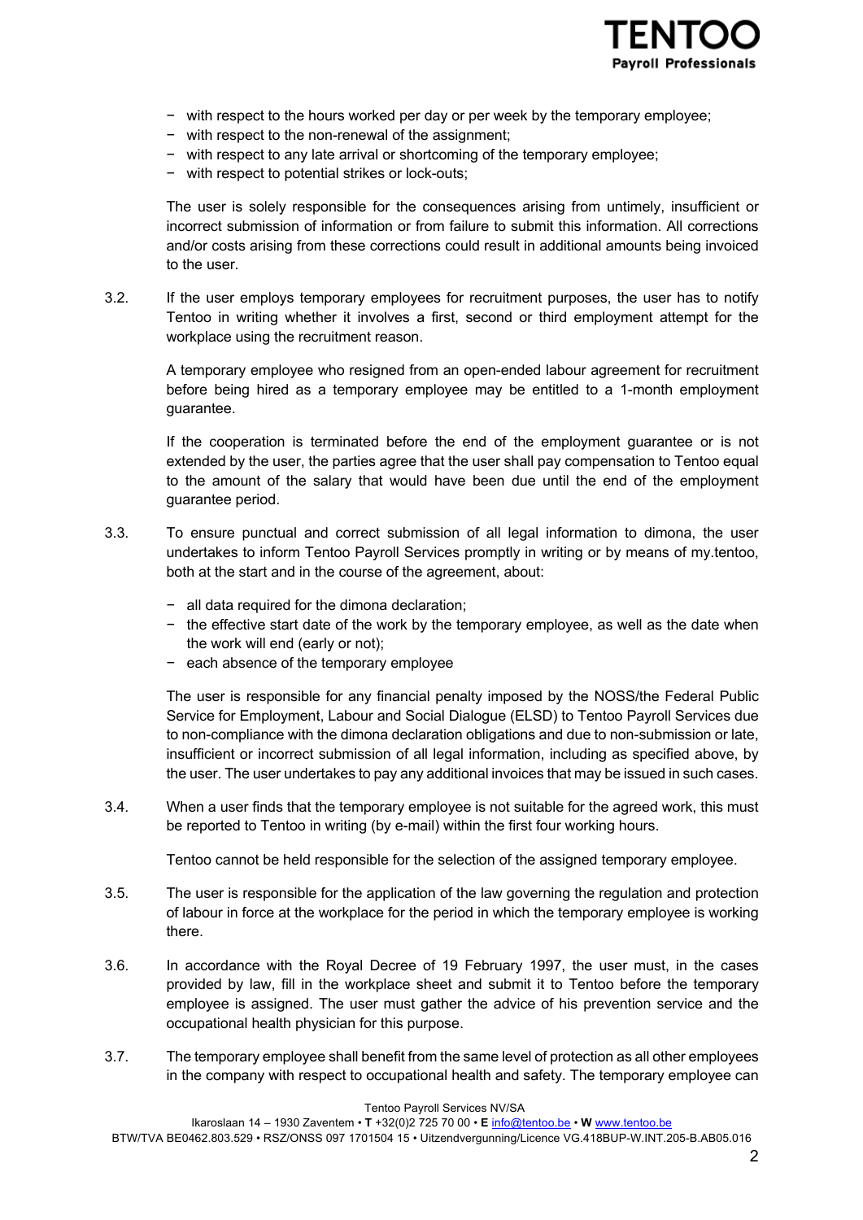- with respect to the hours worked per day or per week by the temporary employee;
- with respect to the non-renewal of the assignment;
- with respect to any late arrival or shortcoming of the temporary employee;
- with respect to potential strikes or lock-outs;

The user is solely responsible for the consequences arising from untimely, insufficient or incorrect submission of information or from failure to submit this information. All corrections and/or costs arising from these corrections could result in additional amounts being invoiced to the user.

3.2. If the user employs temporary employees for recruitment purposes, the user has to notify Tentoo in writing whether it involves a first, second or third employment attempt for the workplace using the recruitment reason.

A temporary employee who resigned from an open-ended labour agreement for recruitment before being hired as a temporary employee may be entitled to a 1-month employment guarantee.

If the cooperation is terminated before the end of the employment guarantee or is not extended by the user, the parties agree that the user shall pay compensation to Tentoo equal to the amount of the salary that would have been due until the end of the employment guarantee period.

3.3. To ensure punctual and correct submission of all legal information to dimona, the user undertakes to inform Tentoo Payroll Services promptly in writing or by means of my.tentoo, both at the start and in the course of the agreement, about:

- all data required for the dimona declaration;
- the effective start date of the work by the temporary employee, as well as the date when the work will end (early or not);
- each absence of the temporary employee

The user is responsible for any financial penalty imposed by the NOSS/the Federal Public Service for Employment, Labour and Social Dialogue (ELSD) to Tentoo Payroll Services due to non-compliance with the dimona declaration obligations and due to non-submission or late, insufficient or incorrect submission of all legal information, including as specified above, by the user. The user undertakes to pay any additional invoices that may be issued in such cases.

3.4. When a user finds that the temporary employee is not suitable for the agreed work, this must be reported to Tentoo in writing (by e-mail) within the first four working hours.

Tentoo cannot be held responsible for the selection of the assigned temporary employee.

3.5. The user is responsible for the application of the law governing the regulation and protection of labour in force at the workplace for the period in which the temporary employee is working there.

3.6. In accordance with the Royal Decree of 19 February 1997, the user must, in the cases provided by law, fill in the workplace sheet and submit it to Tentoo before the temporary employee is assigned. The user must gather the advice of his prevention service and the occupational health physician for this purpose.

3.7. The temporary employee shall benefit from the same level of protection as all other employees in the company with respect to occupational health and safety. The temporary employee can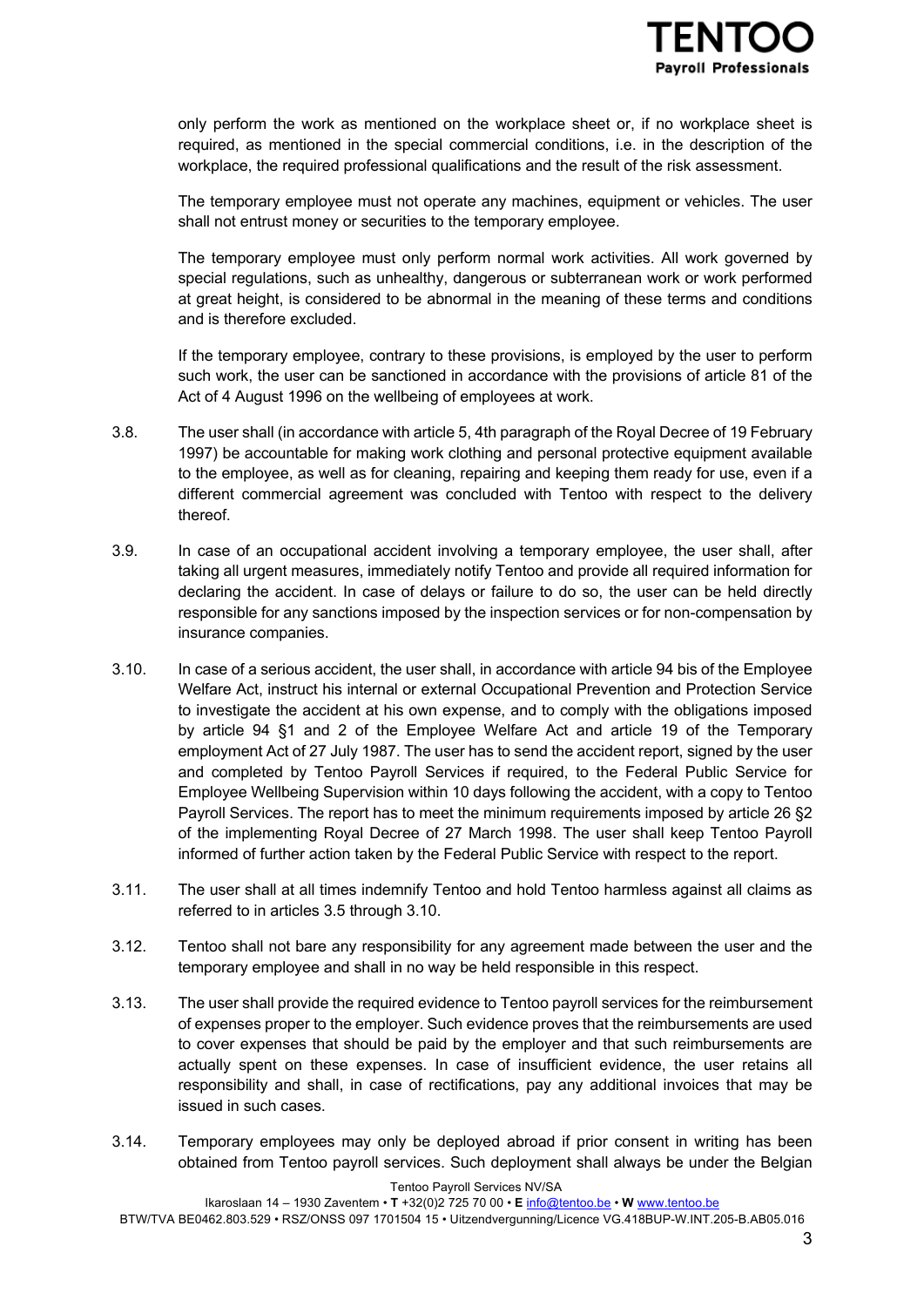only perform the work as mentioned on the workplace sheet or, if no workplace sheet is required, as mentioned in the special commercial conditions, i.e. in the description of the workplace, the required professional qualifications and the result of the risk assessment.

The temporary employee must not operate any machines, equipment or vehicles. The user shall not entrust money or securities to the temporary employee.

The temporary employee must only perform normal work activities. All work governed by special regulations, such as unhealthy, dangerous or subterranean work or work performed at great height, is considered to be abnormal in the meaning of these terms and conditions and is therefore excluded.

If the temporary employee, contrary to these provisions, is employed by the user to perform such work, the user can be sanctioned in accordance with the provisions of article 81 of the Act of 4 August 1996 on the wellbeing of employees at work.

3.8. The user shall (in accordance with article 5, 4th paragraph of the Royal Decree of 19 February 1997) be accountable for making work clothing and personal protective equipment available to the employee, as well as for cleaning, repairing and keeping them ready for use, even if a different commercial agreement was concluded with Tentoo with respect to the delivery thereof.

3.9. In case of an occupational accident involving a temporary employee, the user shall, after taking all urgent measures, immediately notify Tentoo and provide all required information for declaring the accident. In case of delays or failure to do so, the user can be held directly responsible for any sanctions imposed by the inspection services or for non-compensation by insurance companies.

3.10. In case of a serious accident, the user shall, in accordance with article 94 bis of the Employee Welfare Act, instruct his internal or external Occupational Prevention and Protection Service to investigate the accident at his own expense, and to comply with the obligations imposed by article 94 §1 and 2 of the Employee Welfare Act and article 19 of the Temporary employment Act of 27 July 1987. The user has to send the accident report, signed by the user and completed by Tentoo Payroll Services if required, to the Federal Public Service for Employee Wellbeing Supervision within 10 days following the accident, with a copy to Tentoo Payroll Services. The report has to meet the minimum requirements imposed by article 26 §2 of the implementing Royal Decree of 27 March 1998. The user shall keep Tentoo Payroll informed of further action taken by the Federal Public Service with respect to the report.

3.11. The user shall at all times indemnify Tentoo and hold Tentoo harmless against all claims as referred to in articles 3.5 through 3.10.

3.12. Tentoo shall not bare any responsibility for any agreement made between the user and the temporary employee and shall in no way be held responsible in this respect.

3.13. The user shall provide the required evidence to Tentoo payroll services for the reimbursement of expenses proper to the employer. Such evidence proves that the reimbursements are used to cover expenses that should be paid by the employer and that such reimbursements are actually spent on these expenses. In case of insufficient evidence, the user retains all responsibility and shall, in case of rectifications, pay any additional invoices that may be issued in such cases.

3.14. Temporary employees may only be deployed abroad if prior consent in writing has been obtained from Tentoo payroll services. Such deployment shall always be under the Belgian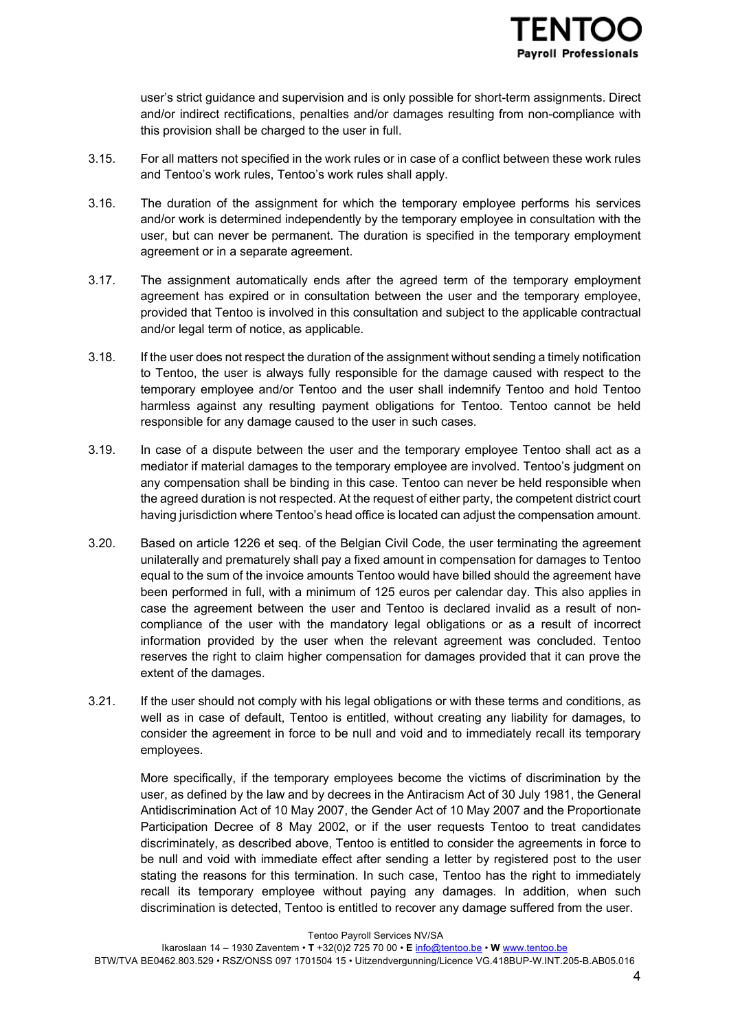user's strict guidance and supervision and is only possible for short-term assignments. Direct and/or indirect rectifications, penalties and/or damages resulting from non-compliance with this provision shall be charged to the user in full.

3.15. For all matters not specified in the work rules or in case of a conflict between these work rules and Tentoo's work rules, Tentoo's work rules shall apply.

3.16. The duration of the assignment for which the temporary employee performs his services and/or work is determined independently by the temporary employee in consultation with the user, but can never be permanent. The duration is specified in the temporary employment agreement or in a separate agreement.

3.17. The assignment automatically ends after the agreed term of the temporary employment agreement has expired or in consultation between the user and the temporary employee, provided that Tentoo is involved in this consultation and subject to the applicable contractual and/or legal term of notice, as applicable.

3.18. If the user does not respect the duration of the assignment without sending a timely notification to Tentoo, the user is always fully responsible for the damage caused with respect to the temporary employee and/or Tentoo and the user shall indemnify Tentoo and hold Tentoo harmless against any resulting payment obligations for Tentoo. Tentoo cannot be held responsible for any damage caused to the user in such cases.

3.19. In case of a dispute between the user and the temporary employee Tentoo shall act as a mediator if material damages to the temporary employee are involved. Tentoo's judgment on any compensation shall be binding in this case. Tentoo can never be held responsible when the agreed duration is not respected. At the request of either party, the competent district court having jurisdiction where Tentoo's head office is located can adjust the compensation amount.

3.20. Based on article 1226 et seq. of the Belgian Civil Code, the user terminating the agreement unilaterally and prematurely shall pay a fixed amount in compensation for damages to Tentoo equal to the sum of the invoice amounts Tentoo would have billed should the agreement have been performed in full, with a minimum of 125 euros per calendar day. This also applies in case the agreement between the user and Tentoo is declared invalid as a result of non-compliance of the user with the mandatory legal obligations or as a result of incorrect information provided by the user when the relevant agreement was concluded. Tentoo reserves the right to claim higher compensation for damages provided that it can prove the extent of the damages.

3.21. If the user should not comply with his legal obligations or with these terms and conditions, as well as in case of default, Tentoo is entitled, without creating any liability for damages, to consider the agreement in force to be null and void and to immediately recall its temporary employees.

More specifically, if the temporary employees become the victims of discrimination by the user, as defined by the law and by decrees in the Antiracism Act of 30 July 1981, the General Antidiscrimination Act of 10 May 2007, the Gender Act of 10 May 2007 and the Proportionate Participation Decree of 8 May 2002, or if the user requests Tentoo to treat candidates discriminately, as described above, Tentoo is entitled to consider the agreements in force to be null and void with immediate effect after sending a letter by registered post to the user stating the reasons for this termination. In such case, Tentoo has the right to immediately recall its temporary employee without paying any damages. In addition, when such discrimination is detected, Tentoo is entitled to recover any damage suffered from the user.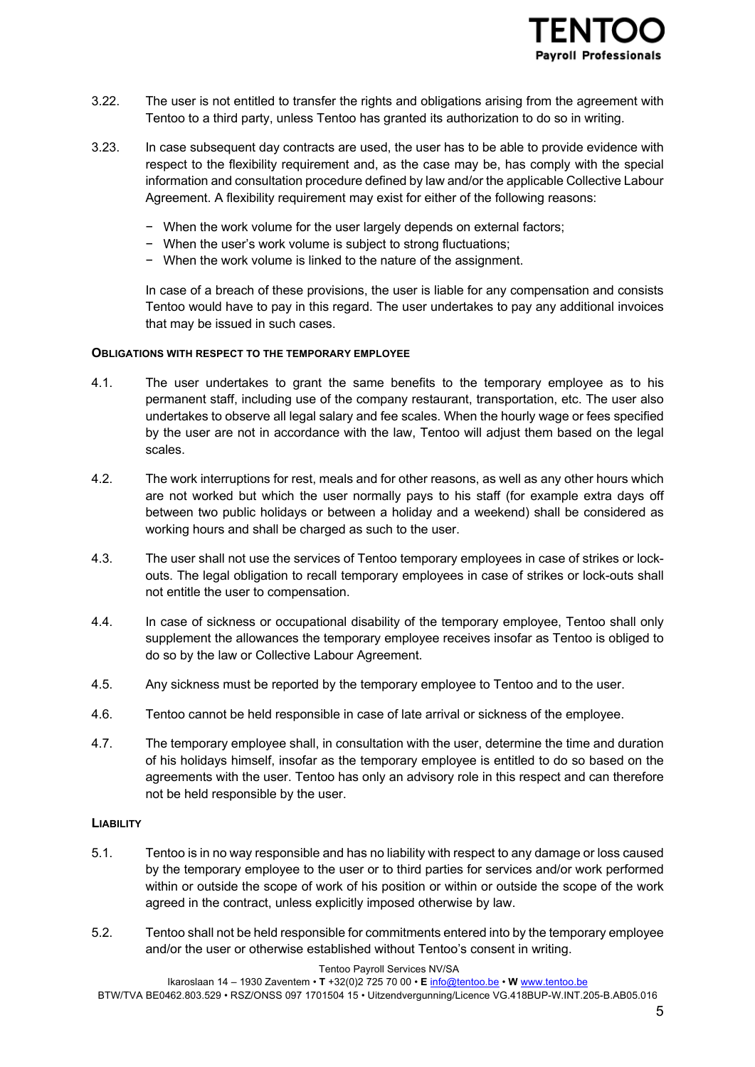3.22. The user is not entitled to transfer the rights and obligations arising from the agreement with Tentoo to a third party, unless Tentoo has granted its authorization to do so in writing.

3.23. In case subsequent day contracts are used, the user has to be able to provide evidence with respect to the flexibility requirement and, as the case may be, has comply with the special information and consultation procedure defined by law and/or the applicable Collective Labour Agreement. A flexibility requirement may exist for either of the following reasons:

- When the work volume for the user largely depends on external factors;
- When the user's work volume is subject to strong fluctuations;
- When the work volume is linked to the nature of the assignment.

In case of a breach of these provisions, the user is liable for any compensation and consists Tentoo would have to pay in this regard. The user undertakes to pay any additional invoices that may be issued in such cases.

### OBLIGATIONS WITH RESPECT TO THE TEMPORARY EMPLOYEE

4.1. The user undertakes to grant the same benefits to the temporary employee as to his permanent staff, including use of the company restaurant, transportation, etc. The user also undertakes to observe all legal salary and fee scales. When the hourly wage or fees specified by the user are not in accordance with the law, Tentoo will adjust them based on the legal scales.

4.2. The work interruptions for rest, meals and for other reasons, as well as any other hours which are not worked but which the user normally pays to his staff (for example extra days off between two public holidays or between a holiday and a weekend) shall be considered as working hours and shall be charged as such to the user.

4.3. The user shall not use the services of Tentoo temporary employees in case of strikes or lock-outs. The legal obligation to recall temporary employees in case of strikes or lock-outs shall not entitle the user to compensation.

4.4. In case of sickness or occupational disability of the temporary employee, Tentoo shall only supplement the allowances the temporary employee receives insofar as Tentoo is obliged to do so by the law or Collective Labour Agreement.

4.5. Any sickness must be reported by the temporary employee to Tentoo and to the user.

4.6. Tentoo cannot be held responsible in case of late arrival or sickness of the employee.

4.7. The temporary employee shall, in consultation with the user, determine the time and duration of his holidays himself, insofar as the temporary employee is entitled to do so based on the agreements with the user. Tentoo has only an advisory role in this respect and can therefore not be held responsible by the user.

### LIABILITY

5.1. Tentoo is in no way responsible and has no liability with respect to any damage or loss caused by the temporary employee to the user or to third parties for services and/or work performed within or outside the scope of work of his position or within or outside the scope of the work agreed in the contract, unless explicitly imposed otherwise by law.

5.2. Tentoo shall not be held responsible for commitments entered into by the temporary employee and/or the user or otherwise established without Tentoo's consent in writing.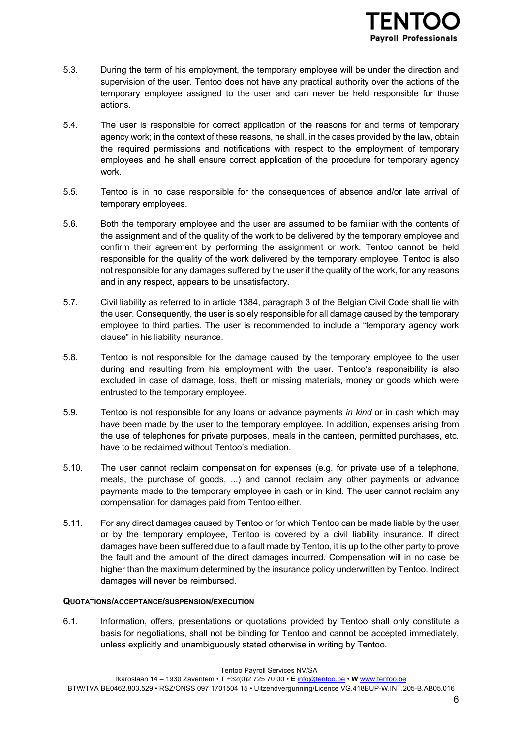5.3. During the term of his employment, the temporary employee will be under the direction and supervision of the user. Tentoo does not have any practical authority over the actions of the temporary employee assigned to the user and can never be held responsible for those actions.

5.4. The user is responsible for correct application of the reasons for and terms of temporary agency work; in the context of these reasons, he shall, in the cases provided by the law, obtain the required permissions and notifications with respect to the employment of temporary employees and he shall ensure correct application of the procedure for temporary agency work.

5.5. Tentoo is in no case responsible for the consequences of absence and/or late arrival of temporary employees.

5.6. Both the temporary employee and the user are assumed to be familiar with the contents of the assignment and of the quality of the work to be delivered by the temporary employee and confirm their agreement by performing the assignment or work. Tentoo cannot be held responsible for the quality of the work delivered by the temporary employee. Tentoo is also not responsible for any damages suffered by the user if the quality of the work, for any reasons and in any respect, appears to be unsatisfactory.

5.7. Civil liability as referred to in article 1384, paragraph 3 of the Belgian Civil Code shall lie with the user. Consequently, the user is solely responsible for all damage caused by the temporary employee to third parties. The user is recommended to include a "temporary agency work clause" in his liability insurance.

5.8. Tentoo is not responsible for the damage caused by the temporary employee to the user during and resulting from his employment with the user. Tentoo's responsibility is also excluded in case of damage, loss, theft or missing materials, money or goods which were entrusted to the temporary employee.

5.9. Tentoo is not responsible for any loans or advance payments *in kind* or in cash which may have been made by the user to the temporary employee. In addition, expenses arising from the use of telephones for private purposes, meals in the canteen, permitted purchases, etc. have to be reclaimed without Tentoo's mediation.

5.10. The user cannot reclaim compensation for expenses (e.g. for private use of a telephone, meals, the purchase of goods, ...) and cannot reclaim any other payments or advance payments made to the temporary employee in cash or in kind. The user cannot reclaim any compensation for damages paid from Tentoo either.

5.11. For any direct damages caused by Tentoo or for which Tentoo can be made liable by the user or by the temporary employee, Tentoo is covered by a civil liability insurance. If direct damages have been suffered due to a fault made by Tentoo, it is up to the other party to prove the fault and the amount of the direct damages incurred. Compensation will in no case be higher than the maximum determined by the insurance policy underwritten by Tentoo. Indirect damages will never be reimbursed.

### QUOTATIONS/ACCEPTANCE/SUSPENSION/EXECUTION

6.1. Information, offers, presentations or quotations provided by Tentoo shall only constitute a basis for negotiations, shall not be binding for Tentoo and cannot be accepted immediately, unless explicitly and unambiguously stated otherwise in writing by Tentoo.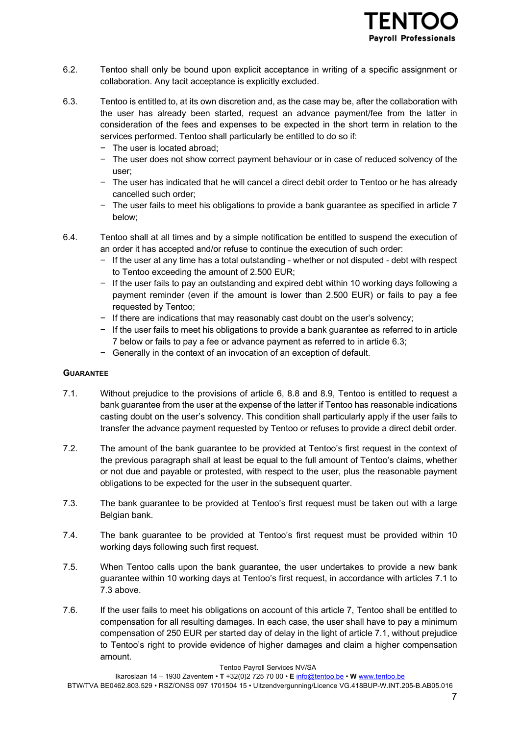6.2. Tentoo shall only be bound upon explicit acceptance in writing of a specific assignment or collaboration. Any tacit acceptance is explicitly excluded.

6.3. Tentoo is entitled to, at its own discretion and, as the case may be, after the collaboration with the user has already been started, request an advance payment/fee from the latter in consideration of the fees and expenses to be expected in the short term in relation to the services performed. Tentoo shall particularly be entitled to do so if:

- The user is located abroad;
- The user does not show correct payment behaviour or in case of reduced solvency of the user;
- The user has indicated that he will cancel a direct debit order to Tentoo or he has already cancelled such order;
- The user fails to meet his obligations to provide a bank guarantee as specified in article 7 below;

6.4. Tentoo shall at all times and by a simple notification be entitled to suspend the execution of an order it has accepted and/or refuse to continue the execution of such order:

- If the user at any time has a total outstanding - whether or not disputed - debt with respect to Tentoo exceeding the amount of 2.500 EUR;
- If the user fails to pay an outstanding and expired debt within 10 working days following a payment reminder (even if the amount is lower than 2.500 EUR) or fails to pay a fee requested by Tentoo;
- If there are indications that may reasonably cast doubt on the user's solvency;
- If the user fails to meet his obligations to provide a bank guarantee as referred to in article 7 below or fails to pay a fee or advance payment as referred to in article 6.3;
- Generally in the context of an invocation of an exception of default.

**GUARANTEE**

7.1. Without prejudice to the provisions of article 6, 8.8 and 8.9, Tentoo is entitled to request a bank guarantee from the user at the expense of the latter if Tentoo has reasonable indications casting doubt on the user's solvency. This condition shall particularly apply if the user fails to transfer the advance payment requested by Tentoo or refuses to provide a direct debit order.

7.2. The amount of the bank guarantee to be provided at Tentoo's first request in the context of the previous paragraph shall at least be equal to the full amount of Tentoo's claims, whether or not due and payable or protested, with respect to the user, plus the reasonable payment obligations to be expected for the user in the subsequent quarter.

7.3. The bank guarantee to be provided at Tentoo's first request must be taken out with a large Belgian bank.

7.4. The bank guarantee to be provided at Tentoo's first request must be provided within 10 working days following such first request.

7.5. When Tentoo calls upon the bank guarantee, the user undertakes to provide a new bank guarantee within 10 working days at Tentoo's first request, in accordance with articles 7.1 to 7.3 above.

7.6. If the user fails to meet his obligations on account of this article 7, Tentoo shall be entitled to compensation for all resulting damages. In each case, the user shall have to pay a minimum compensation of 250 EUR per started day of delay in the light of article 7.1, without prejudice to Tentoo's right to provide evidence of higher damages and claim a higher compensation amount.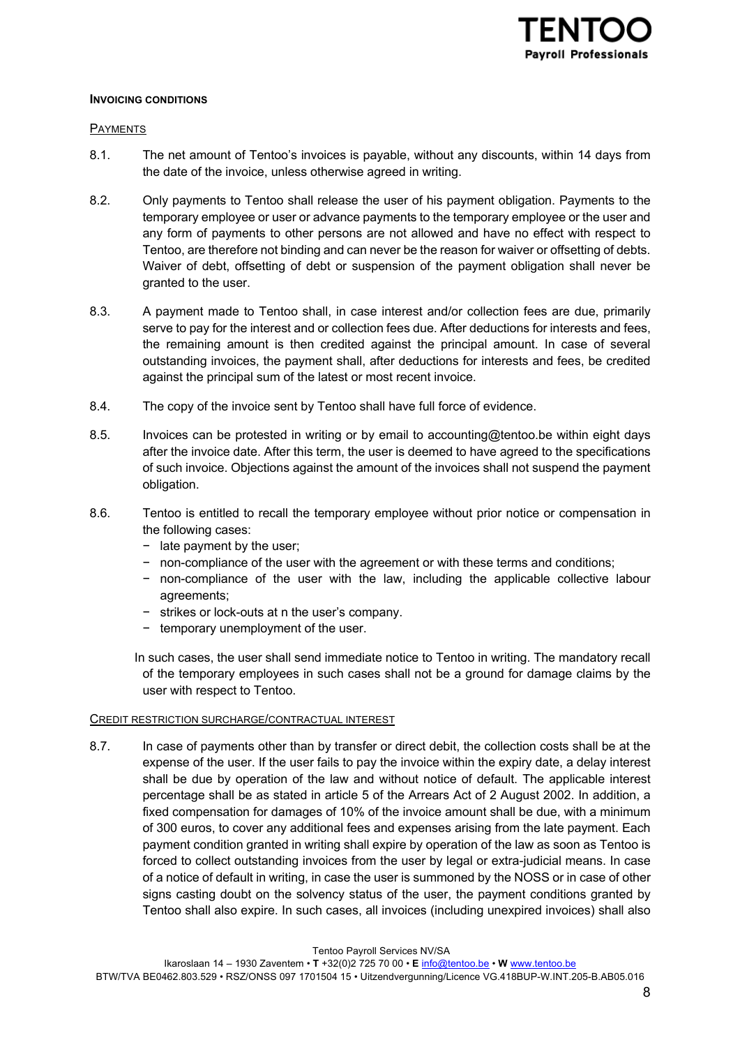**INVOICING CONDITIONS**

PAYMENTS

8.1. The net amount of Tentoo's invoices is payable, without any discounts, within 14 days from the date of the invoice, unless otherwise agreed in writing.

8.2. Only payments to Tentoo shall release the user of his payment obligation. Payments to the temporary employee or user or advance payments to the temporary employee or the user and any form of payments to other persons are not allowed and have no effect with respect to Tentoo, are therefore not binding and can never be the reason for waiver or offsetting of debts. Waiver of debt, offsetting of debt or suspension of the payment obligation shall never be granted to the user.

8.3. A payment made to Tentoo shall, in case interest and/or collection fees are due, primarily serve to pay for the interest and or collection fees due. After deductions for interests and fees, the remaining amount is then credited against the principal amount. In case of several outstanding invoices, the payment shall, after deductions for interests and fees, be credited against the principal sum of the latest or most recent invoice.

8.4. The copy of the invoice sent by Tentoo shall have full force of evidence.

8.5. Invoices can be protested in writing or by email to accounting@tentoo.be within eight days after the invoice date. After this term, the user is deemed to have agreed to the specifications of such invoice. Objections against the amount of the invoices shall not suspend the payment obligation.

8.6. Tentoo is entitled to recall the temporary employee without prior notice or compensation in the following cases:

- late payment by the user;
- non-compliance of the user with the agreement or with these terms and conditions;
- non-compliance of the user with the law, including the applicable collective labour agreements;
- strikes or lock-outs at n the user's company.
- temporary unemployment of the user.

In such cases, the user shall send immediate notice to Tentoo in writing. The mandatory recall of the temporary employees in such cases shall not be a ground for damage claims by the user with respect to Tentoo.

CREDIT RESTRICTION SURCHARGE/CONTRACTUAL INTEREST

8.7. In case of payments other than by transfer or direct debit, the collection costs shall be at the expense of the user. If the user fails to pay the invoice within the expiry date, a delay interest shall be due by operation of the law and without notice of default. The applicable interest percentage shall be as stated in article 5 of the Arrears Act of 2 August 2002. In addition, a fixed compensation for damages of 10% of the invoice amount shall be due, with a minimum of 300 euros, to cover any additional fees and expenses arising from the late payment. Each payment condition granted in writing shall expire by operation of the law as soon as Tentoo is forced to collect outstanding invoices from the user by legal or extra-judicial means. In case of a notice of default in writing, in case the user is summoned by the NOSS or in case of other signs casting doubt on the solvency status of the user, the payment conditions granted by Tentoo shall also expire. In such cases, all invoices (including unexpired invoices) shall also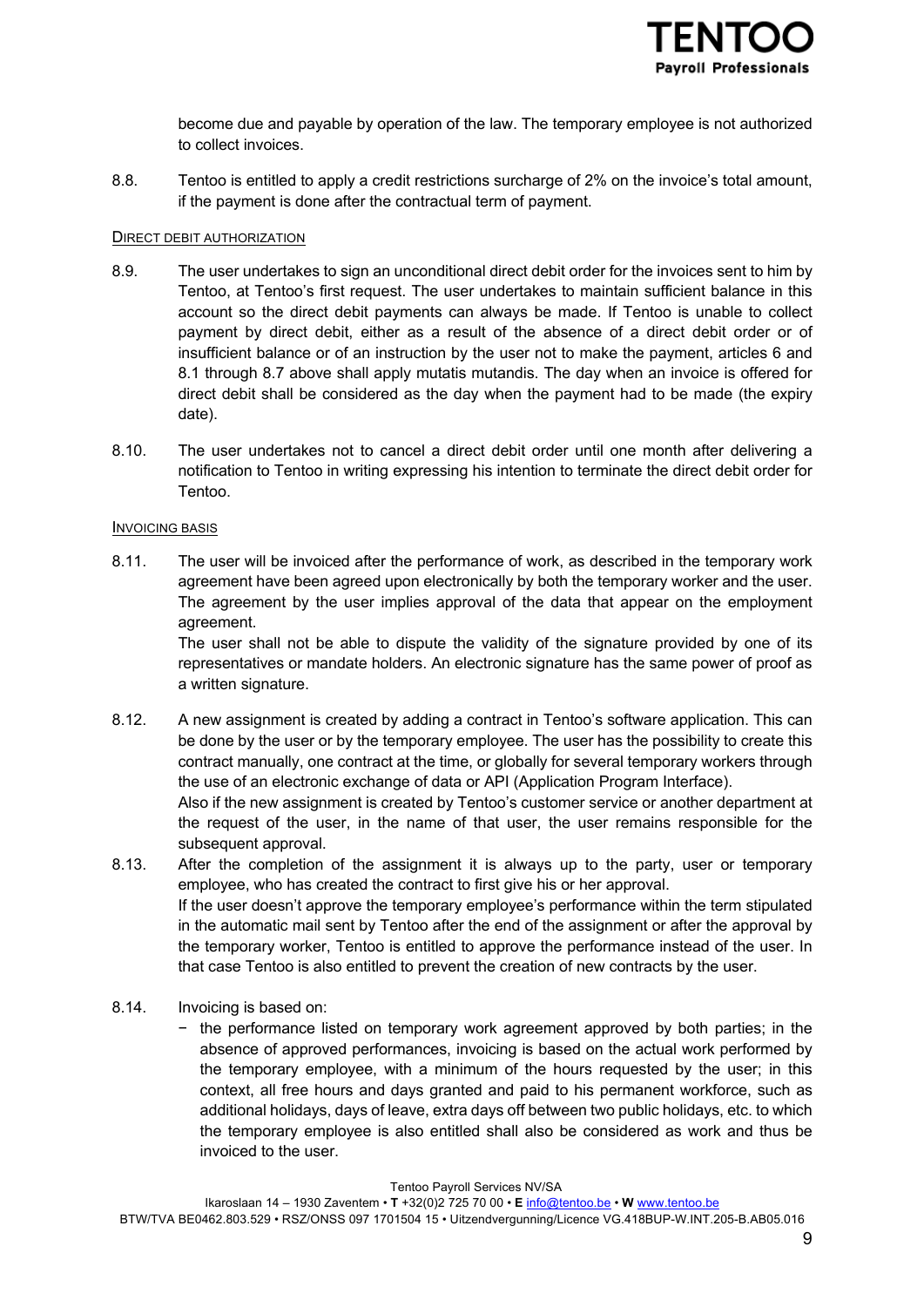become due and payable by operation of the law. The temporary employee is not authorized to collect invoices.

8.8. Tentoo is entitled to apply a credit restrictions surcharge of 2% on the invoice's total amount, if the payment is done after the contractual term of payment.

<u>DIRECT DEBIT AUTHORIZATION</u>

8.9. The user undertakes to sign an unconditional direct debit order for the invoices sent to him by Tentoo, at Tentoo's first request. The user undertakes to maintain sufficient balance in this account so the direct debit payments can always be made. If Tentoo is unable to collect payment by direct debit, either as a result of the absence of a direct debit order or of insufficient balance or of an instruction by the user not to make the payment, articles 6 and 8.1 through 8.7 above shall apply mutatis mutandis. The day when an invoice is offered for direct debit shall be considered as the day when the payment had to be made (the expiry date).

8.10. The user undertakes not to cancel a direct debit order until one month after delivering a notification to Tentoo in writing expressing his intention to terminate the direct debit order for Tentoo.

<u>INVOICING BASIS</u>

8.11. The user will be invoiced after the performance of work, as described in the temporary work agreement have been agreed upon electronically by both the temporary worker and the user. The agreement by the user implies approval of the data that appear on the employment agreement.
The user shall not be able to dispute the validity of the signature provided by one of its representatives or mandate holders. An electronic signature has the same power of proof as a written signature.

8.12. A new assignment is created by adding a contract in Tentoo's software application. This can be done by the user or by the temporary employee. The user has the possibility to create this contract manually, one contract at the time, or globally for several temporary workers through the use of an electronic exchange of data or API (Application Program Interface).
Also if the new assignment is created by Tentoo's customer service or another department at the request of the user, in the name of that user, the user remains responsible for the subsequent approval.

8.13. After the completion of the assignment it is always up to the party, user or temporary employee, who has created the contract to first give his or her approval.
If the user doesn't approve the temporary employee's performance within the term stipulated in the automatic mail sent by Tentoo after the end of the assignment or after the approval by the temporary worker, Tentoo is entitled to approve the performance instead of the user. In that case Tentoo is also entitled to prevent the creation of new contracts by the user.

8.14. Invoicing is based on:

- the performance listed on temporary work agreement approved by both parties; in the absence of approved performances, invoicing is based on the actual work performed by the temporary employee, with a minimum of the hours requested by the user; in this context, all free hours and days granted and paid to his permanent workforce, such as additional holidays, days of leave, extra days off between two public holidays, etc. to which the temporary employee is also entitled shall also be considered as work and thus be invoiced to the user.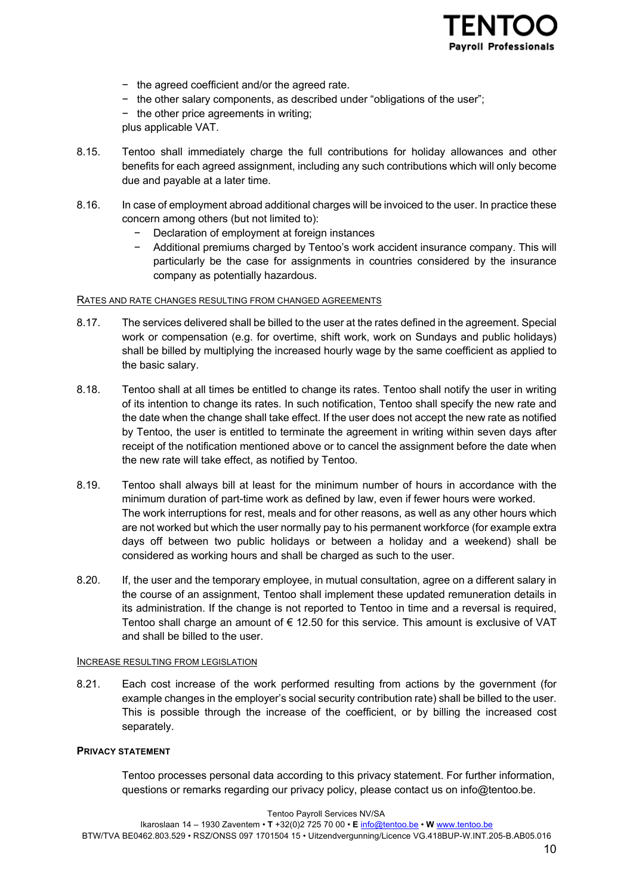- the agreed coefficient and/or the agreed rate.
- the other salary components, as described under "obligations of the user";
- the other price agreements in writing;

plus applicable VAT.

8.15. Tentoo shall immediately charge the full contributions for holiday allowances and other benefits for each agreed assignment, including any such contributions which will only become due and payable at a later time.

8.16. In case of employment abroad additional charges will be invoiced to the user. In practice these concern among others (but not limited to):

- Declaration of employment at foreign instances
- Additional premiums charged by Tentoo's work accident insurance company. This will particularly be the case for assignments in countries considered by the insurance company as potentially hazardous.

RATES AND RATE CHANGES RESULTING FROM CHANGED AGREEMENTS

8.17. The services delivered shall be billed to the user at the rates defined in the agreement. Special work or compensation (e.g. for overtime, shift work, work on Sundays and public holidays) shall be billed by multiplying the increased hourly wage by the same coefficient as applied to the basic salary.

8.18. Tentoo shall at all times be entitled to change its rates. Tentoo shall notify the user in writing of its intention to change its rates. In such notification, Tentoo shall specify the new rate and the date when the change shall take effect. If the user does not accept the new rate as notified by Tentoo, the user is entitled to terminate the agreement in writing within seven days after receipt of the notification mentioned above or to cancel the assignment before the date when the new rate will take effect, as notified by Tentoo.

8.19. Tentoo shall always bill at least for the minimum number of hours in accordance with the minimum duration of part-time work as defined by law, even if fewer hours were worked.
The work interruptions for rest, meals and for other reasons, as well as any other hours which are not worked but which the user normally pay to his permanent workforce (for example extra days off between two public holidays or between a holiday and a weekend) shall be considered as working hours and shall be charged as such to the user.

8.20. If, the user and the temporary employee, in mutual consultation, agree on a different salary in the course of an assignment, Tentoo shall implement these updated remuneration details in its administration. If the change is not reported to Tentoo in time and a reversal is required, Tentoo shall charge an amount of € 12.50 for this service. This amount is exclusive of VAT and shall be billed to the user.

INCREASE RESULTING FROM LEGISLATION

8.21. Each cost increase of the work performed resulting from actions by the government (for example changes in the employer's social security contribution rate) shall be billed to the user. This is possible through the increase of the coefficient, or by billing the increased cost separately.

**PRIVACY STATEMENT**

Tentoo processes personal data according to this privacy statement. For further information, questions or remarks regarding our privacy policy, please contact us on info@tentoo.be.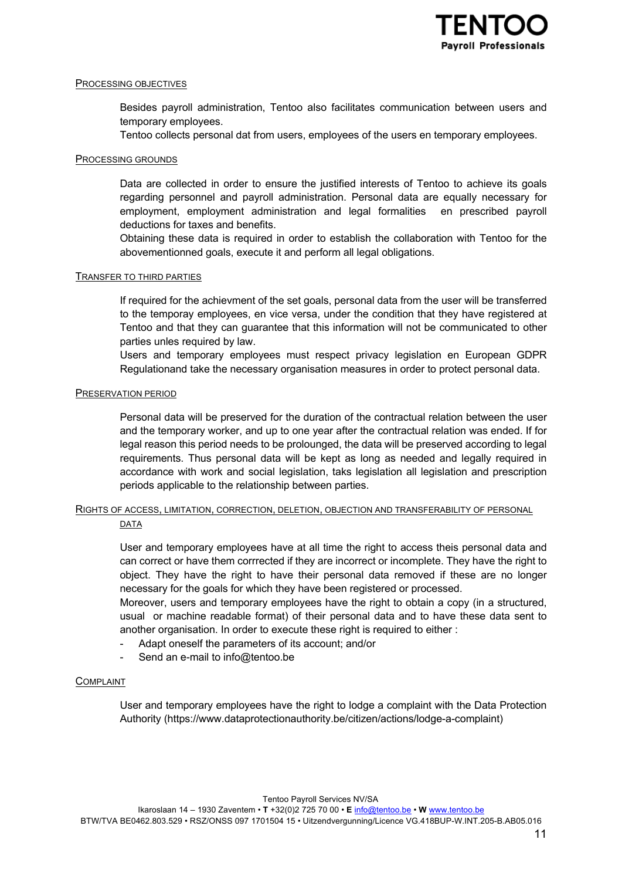### Processing objectives

Besides payroll administration, Tentoo also facilitates communication between users and temporary employees.
Tentoo collects personal dat from users, employees of the users en temporary employees.

### Processing grounds

Data are collected in order to ensure the justified interests of Tentoo to achieve its goals regarding personnel and payroll administration. Personal data are equally necessary for employment, employment administration and legal formalities en prescribed payroll deductions for taxes and benefits.
Obtaining these data is required in order to establish the collaboration with Tentoo for the abovementionned goals, execute it and perform all legal obligations.

### Transfer to third parties

If required for the achievment of the set goals, personal data from the user will be transferred to the temporay employees, en vice versa, under the condition that they have registered at Tentoo and that they can guarantee that this information will not be communicated to other parties unles required by law.
Users and temporary employees must respect privacy legislation en European GDPR Regulationand take the necessary organisation measures in order to protect personal data.

### Preservation period

Personal data will be preserved for the duration of the contractual relation between the user and the temporary worker, and up to one year after the contractual relation was ended. If for legal reason this period needs to be prolounged, the data will be preserved according to legal requirements. Thus personal data will be kept as long as needed and legally required in accordance with work and social legislation, taks legislation all legislation and prescription periods applicable to the relationship between parties.

### Rights of access, limitation, correction, deletion, objection and transferability of personal data

User and temporary employees have at all time the right to access theis personal data and can correct or have them corrrected if they are incorrect or incomplete. They have the right to object. They have the right to have their personal data removed if these are no longer necessary for the goals for which they have been registered or processed.
Moreover, users and temporary employees have the right to obtain a copy (in a structured, usual or machine readable format) of their personal data and to have these data sent to another organisation. In order to execute these right is required to either :

- Adapt oneself the parameters of its account; and/or
- Send an e-mail to info@tentoo.be

### Complaint

User and temporary employees have the right to lodge a complaint with the Data Protection Authority (https://www.dataprotectionauthority.be/citizen/actions/lodge-a-complaint)